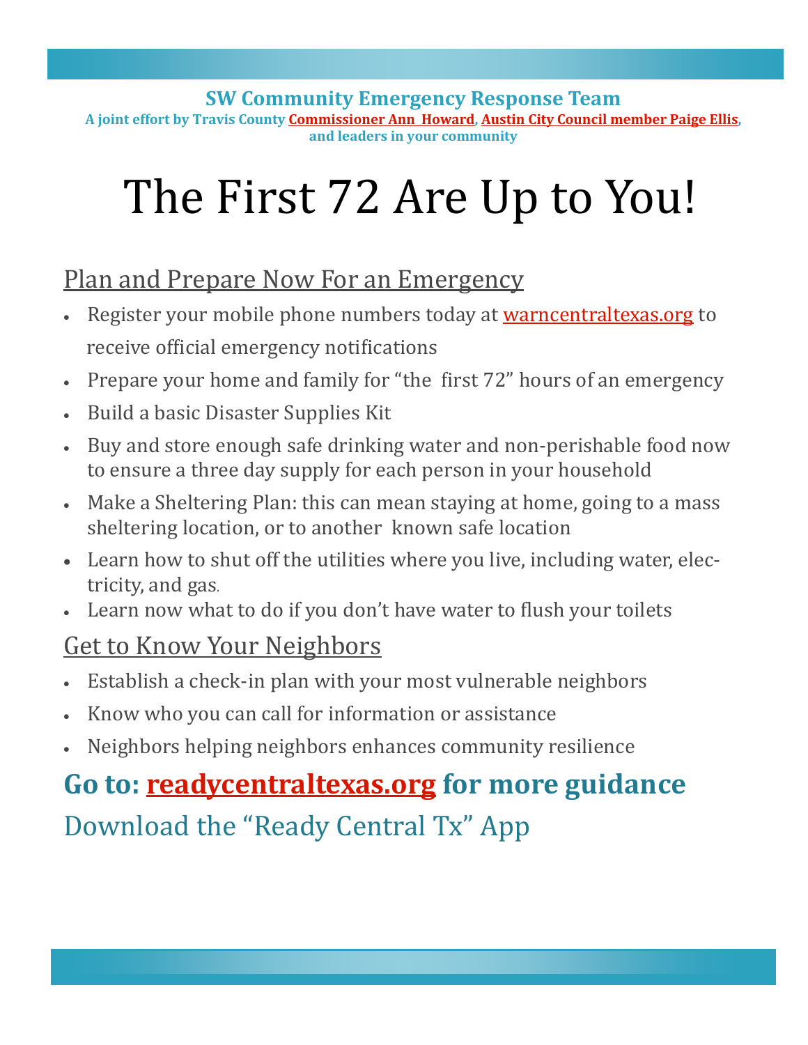**SW Community Emergency Response Team**

**A joint effort by Travis County Commissioner Ann Howard, Austin City Council member Paige Ellis, and leaders in your community**

# The First 72 Are Up to You!

## Plan and Prepare Now For an Emergency

- Register your mobile phone numbers today at warncentraltexas.org to receive official emergency notifications
- Prepare your home and family for "the first 72" hours of an emergency
- Build a basic Disaster Supplies Kit
- Buy and store enough safe drinking water and non-perishable food now to ensure a three day supply for each person in your household
- Make a Sheltering Plan: this can mean staying at home, going to a mass sheltering location, or to another known safe location
- Learn how to shut off the utilities where you live, including water, electricity, and gas.
- Learn now what to do if you don't have water to flush your toilets

## Get to Know Your Neighbors

- Establish a check-in plan with your most vulnerable neighbors
- Know who you can call for information or assistance
- Neighbors helping neighbors enhances community resilience

## **Go to: readycentraltexas.org for more guidance**

Download the "Ready Central Tx" App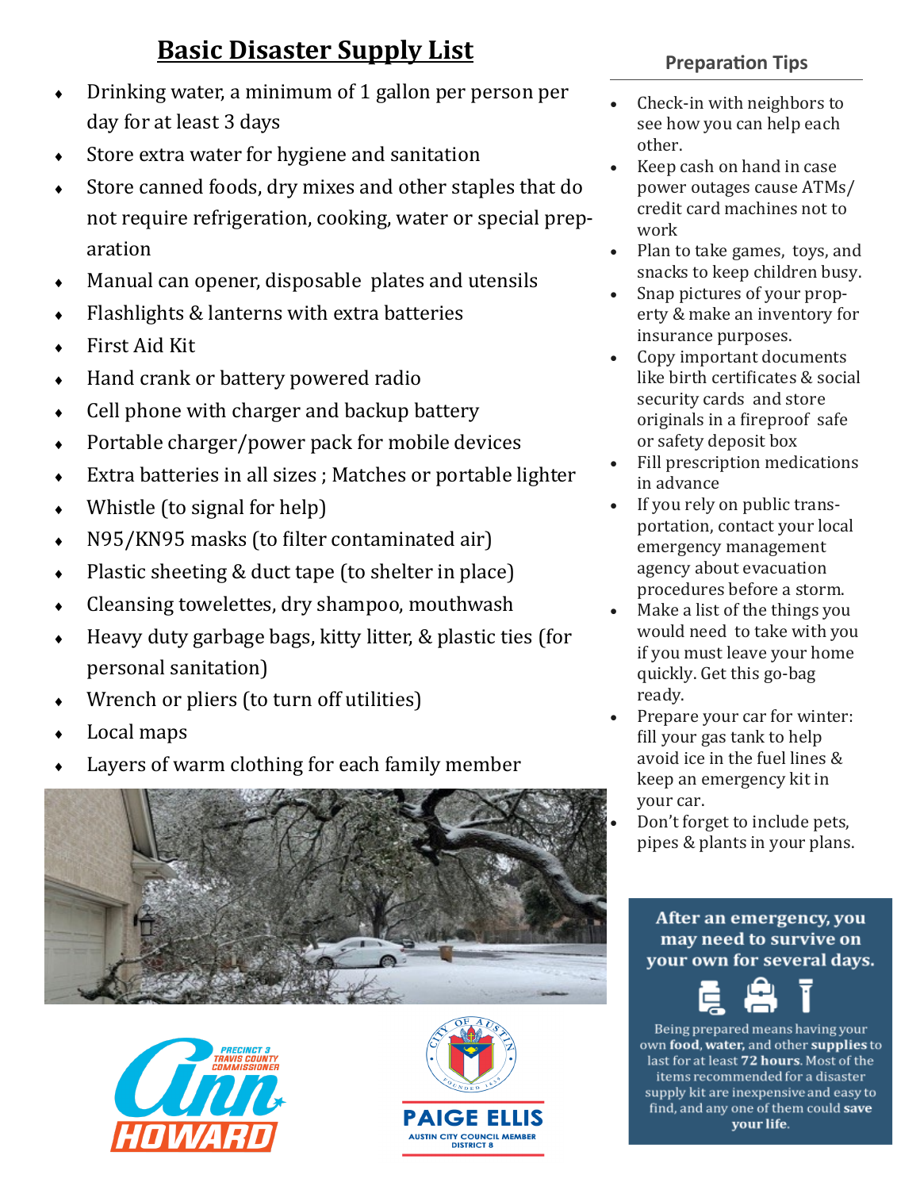# Basic Disaster Supply List

- Drinking water, a minimum of 1 gallon per person per day for at least 3 days
- Store extra water for hygiene and sanitation
- Store canned foods, dry mixes and other staples that do not require refrigeration, cooking, water or special preparation
- Manual can opener, disposable plates and utensils
- Flashlights & lanterns with extra batteries
- First Aid Kit
- Hand crank or battery powered radio
- Cell phone with charger and backup battery
- Portable charger/power pack for mobile devices
- Extra batteries in all sizes ; Matches or portable lighter
- Whistle (to signal for help)
- N95/KN95 masks (to filter contaminated air)
- Plastic sheeting & duct tape (to shelter in place)
- Cleansing towelettes, dry shampoo, mouthwash
- Heavy duty garbage bags, kitty litter, & plastic ties (for personal sanitation)
- Wrench or pliers (to turn off utilities)
- Local maps
- Layers of warm clothing for each family member

## Preparation Tips

- Check-in with neighbors to see how you can help each other.
- Keep cash on hand in case power outages cause ATMs/ credit card machines not to work
- Plan to take games, toys, and snacks to keep children busy.
- Snap pictures of your property & make an inventory for insurance purposes.
- Copy important documents like birth certificates & social security cards and store originals in a fireproof safe or safety deposit box
- Fill prescription medications in advance
- If you rely on public transportation, contact your local emergency management agency about evacuation procedures before a storm.
- Make a list of the things you would need to take with you if you must leave your home quickly. Get this go-bag ready.
- Prepare your car for winter: fill your gas tank to help avoid ice in the fuel lines & keep an emergency kit in your car.
- Don't forget to include pets, pipes & plants in your plans.

**After an emergency, you may need to survive on your own for several days.**

Being prepared means having your own **food, water,** and other **supplies** to last for at least **72 hours**. Most of the items recommended for a disaster supply kit are inexpensive and easy to find, and any one of them could **save your life**.

Ann Howard — Precinct 3 Travis County Commissioner

City of Austin — Paige Ellis, Austin City Council Member District 8